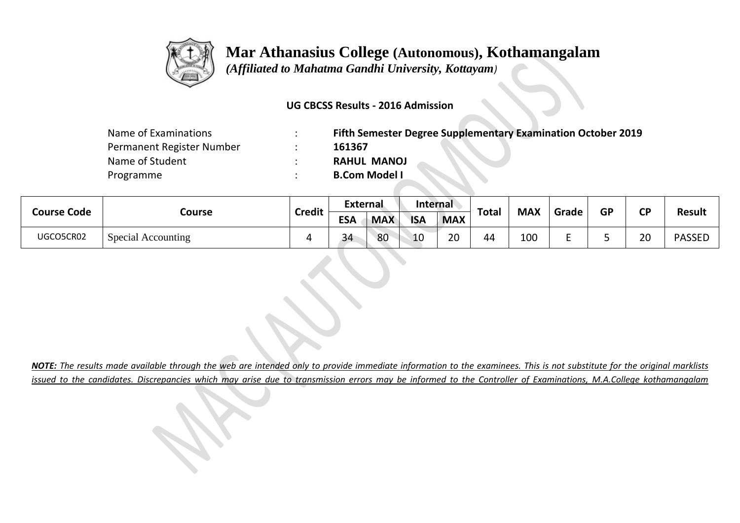# Mar Athanasius College (Autonomous), Kothamangalam

*(Affiliated to Mahatma Gandhi University, Kottayam)*

**UG CBCSS Results - 2016 Admission**

| | | |
|---|---|---|
| Name of Examinations | : | **Fifth Semester Degree Supplementary Examination October 2019** |
| Permanent Register Number | : | **161367** |
| Name of Student | : | **RAHUL MANOJ** |
| Programme | : | **B.Com Model I** |

| Course Code | Course | Credit | External | | Internal | | Total | MAX | Grade | GP | CP | Result |
|---|---|---|---|---|---|---|---|---|---|---|---|---|
| | | | ESA | MAX | ISA | MAX | | | | | | |
| UGCO5CR02 | Special Accounting | 4 | 34 | 80 | 10 | 20 | 44 | 100 | E | 5 | 20 | PASSED |

***NOTE:** The results made available through the web are intended only to provide immediate information to the examinees. This is not substitute for the original marklists issued to the candidates. Discrepancies which may arise due to transmission errors may be informed to the Controller of Examinations, M.A.College kothamangalam*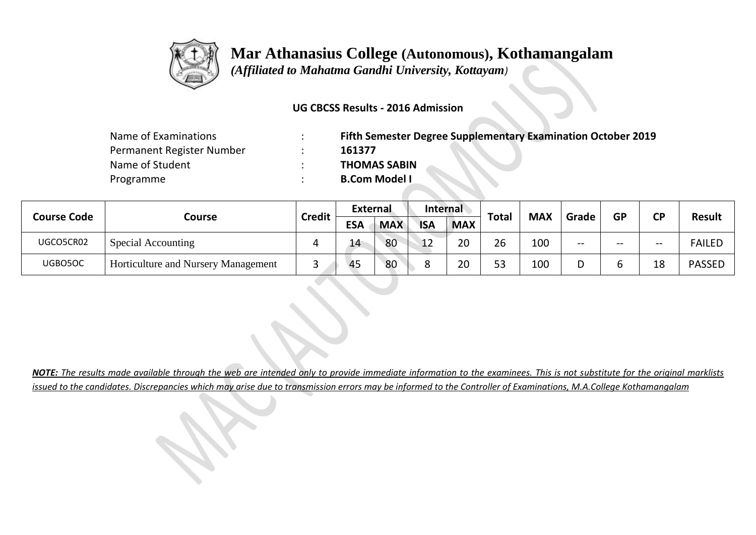# Mar Athanasius College (Autonomous), Kothamangalam

*(Affiliated to Mahatma Gandhi University, Kottayam)*

**UG CBCSS Results - 2016 Admission**

| | | |
|---|---|---|
| Name of Examinations | : | **Fifth Semester Degree Supplementary Examination October 2019** |
| Permanent Register Number | : | **161377** |
| Name of Student | : | **THOMAS SABIN** |
| Programme | : | **B.Com Model I** |

| Course Code | Course | Credit | External | | Internal | | Total | MAX | Grade | GP | CP | Result |
|---|---|---|---|---|---|---|---|---|---|---|---|---|
| | | | ESA | MAX | ISA | MAX | | | | | | |
| UGCO5CR02 | Special Accounting | 4 | 14 | 80 | 12 | 20 | 26 | 100 | -- | -- | -- | FAILED |
| UGBO5OC | Horticulture and Nursery Management | 3 | 45 | 80 | 8 | 20 | 53 | 100 | D | 6 | 18 | PASSED |

***NOTE:** The results made available through the web are intended only to provide immediate information to the examinees. This is not substitute for the original marklists issued to the candidates. Discrepancies which may arise due to transmission errors may be informed to the Controller of Examinations, M.A.College Kothamangalam*